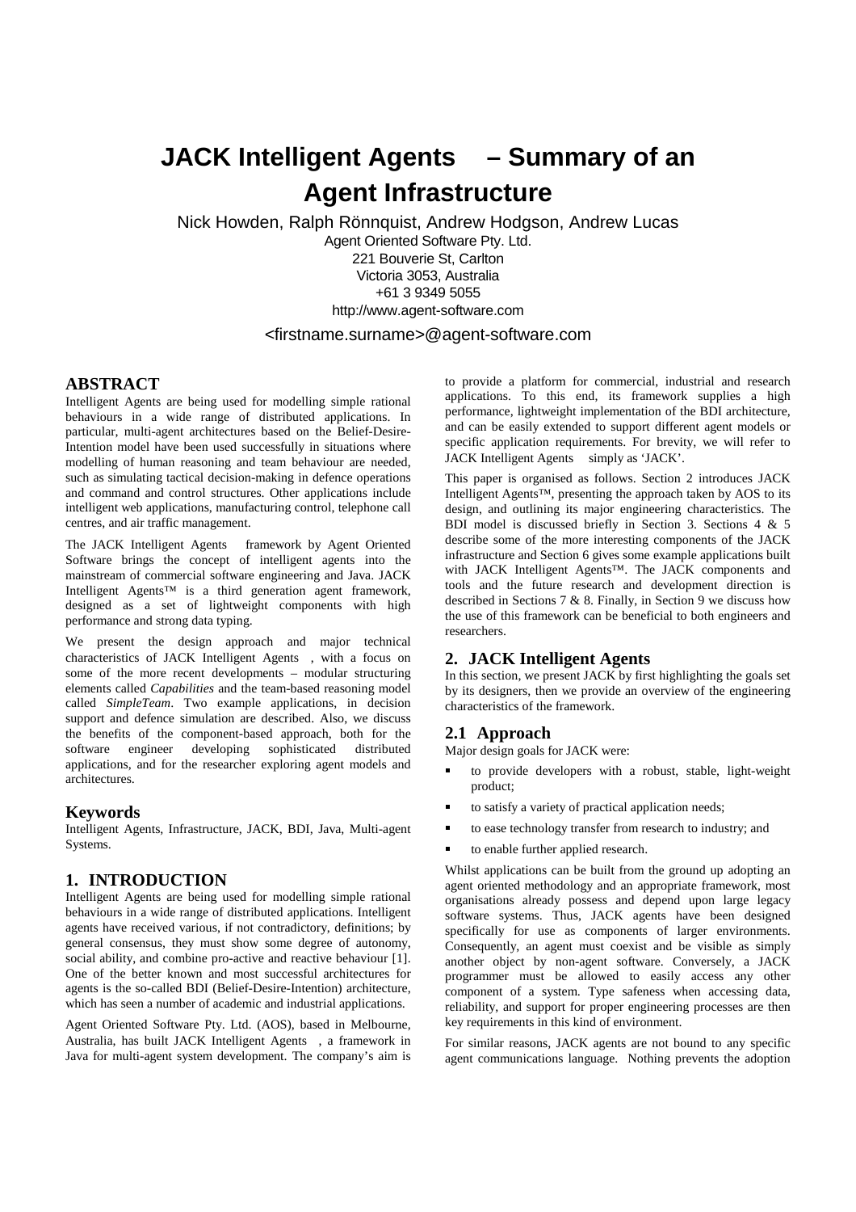# JACK Intelligent Agents – Summary of an Agent Infrastructure

Nick Howden, Ralph Rönnquist, Andrew Hodgson, Andrew Lucas
Agent Oriented Software Pty. Ltd.
221 Bouverie St, Carlton
Victoria 3053, Australia
+61 3 9349 5055
http://www.agent-software.com

<firstname.surname>@agent-software.com

## ABSTRACT

Intelligent Agents are being used for modelling simple rational behaviours in a wide range of distributed applications. In particular, multi-agent architectures based on the Belief-Desire-Intention model have been used successfully in situations where modelling of human reasoning and team behaviour are needed, such as simulating tactical decision-making in defence operations and command and control structures. Other applications include intelligent web applications, manufacturing control, telephone call centres, and air traffic management.

The JACK Intelligent Agents framework by Agent Oriented Software brings the concept of intelligent agents into the mainstream of commercial software engineering and Java. JACK Intelligent Agents™ is a third generation agent framework, designed as a set of lightweight components with high performance and strong data typing.

We present the design approach and major technical characteristics of JACK Intelligent Agents , with a focus on some of the more recent developments – modular structuring elements called *Capabilities* and the team-based reasoning model called *SimpleTeam*. Two example applications, in decision support and defence simulation are described. Also, we discuss the benefits of the component-based approach, both for the software engineer developing sophisticated distributed applications, and for the researcher exploring agent models and architectures.

### Keywords

Intelligent Agents, Infrastructure, JACK, BDI, Java, Multi-agent Systems.

## 1. INTRODUCTION

Intelligent Agents are being used for modelling simple rational behaviours in a wide range of distributed applications. Intelligent agents have received various, if not contradictory, definitions; by general consensus, they must show some degree of autonomy, social ability, and combine pro-active and reactive behaviour [1]. One of the better known and most successful architectures for agents is the so-called BDI (Belief-Desire-Intention) architecture, which has seen a number of academic and industrial applications.

Agent Oriented Software Pty. Ltd. (AOS), based in Melbourne, Australia, has built JACK Intelligent Agents , a framework in Java for multi-agent system development. The company's aim is to provide a platform for commercial, industrial and research applications. To this end, its framework supplies a high performance, lightweight implementation of the BDI architecture, and can be easily extended to support different agent models or specific application requirements. For brevity, we will refer to JACK Intelligent Agents simply as 'JACK'.

This paper is organised as follows. Section 2 introduces JACK Intelligent Agents™, presenting the approach taken by AOS to its design, and outlining its major engineering characteristics. The BDI model is discussed briefly in Section 3. Sections 4 & 5 describe some of the more interesting components of the JACK infrastructure and Section 6 gives some example applications built with JACK Intelligent Agents™. The JACK components and tools and the future research and development direction is described in Sections 7 & 8. Finally, in Section 9 we discuss how the use of this framework can be beneficial to both engineers and researchers.

## 2. JACK Intelligent Agents

In this section, we present JACK by first highlighting the goals set by its designers, then we provide an overview of the engineering characteristics of the framework.

### 2.1 Approach

Major design goals for JACK were:

- to provide developers with a robust, stable, light-weight product;
- to satisfy a variety of practical application needs;
- to ease technology transfer from research to industry; and
- to enable further applied research.

Whilst applications can be built from the ground up adopting an agent oriented methodology and an appropriate framework, most organisations already possess and depend upon large legacy software systems. Thus, JACK agents have been designed specifically for use as components of larger environments. Consequently, an agent must coexist and be visible as simply another object by non-agent software. Conversely, a JACK programmer must be allowed to easily access any other component of a system. Type safeness when accessing data, reliability, and support for proper engineering processes are then key requirements in this kind of environment.

For similar reasons, JACK agents are not bound to any specific agent communications language. Nothing prevents the adoption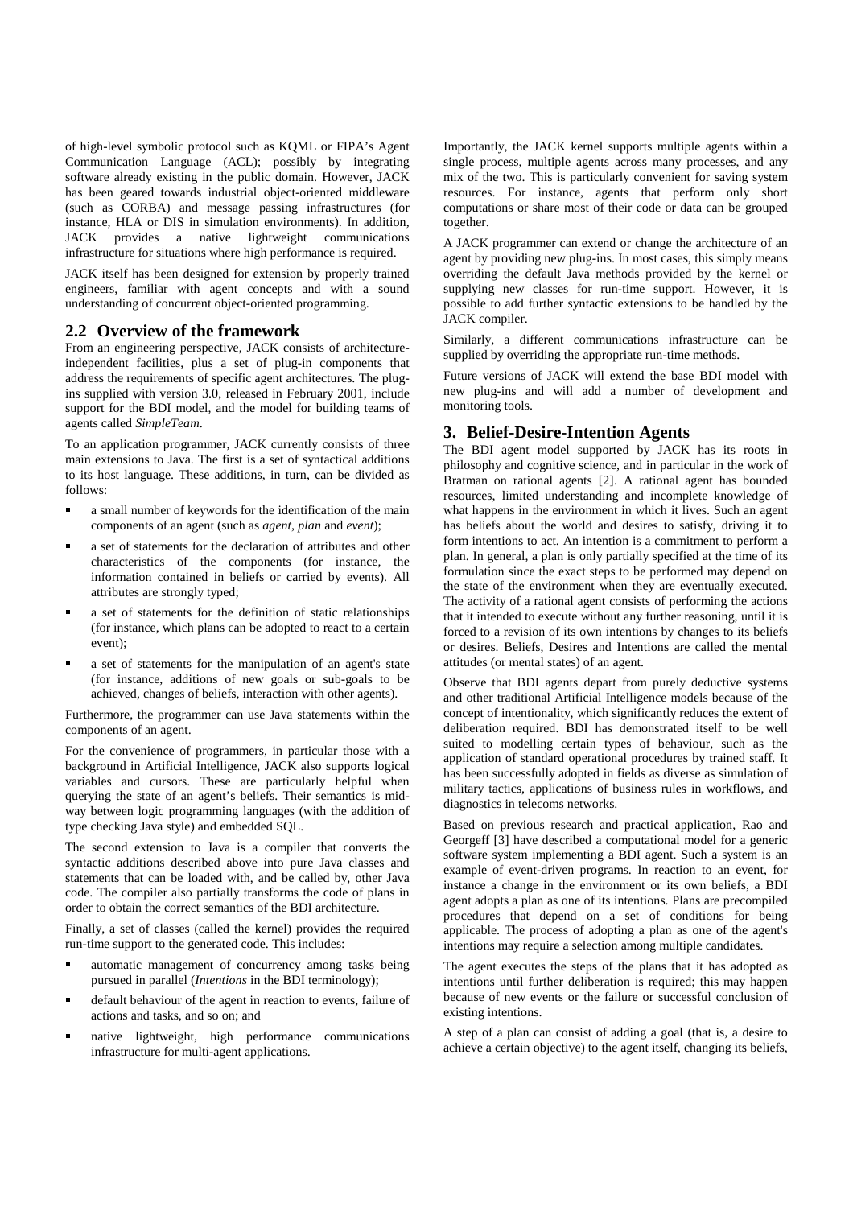of high-level symbolic protocol such as KQML or FIPA's Agent Communication Language (ACL); possibly by integrating software already existing in the public domain. However, JACK has been geared towards industrial object-oriented middleware (such as CORBA) and message passing infrastructures (for instance, HLA or DIS in simulation environments). In addition, JACK provides a native lightweight communications infrastructure for situations where high performance is required.

JACK itself has been designed for extension by properly trained engineers, familiar with agent concepts and with a sound understanding of concurrent object-oriented programming.

## 2.2 Overview of the framework

From an engineering perspective, JACK consists of architecture-independent facilities, plus a set of plug-in components that address the requirements of specific agent architectures. The plug-ins supplied with version 3.0, released in February 2001, include support for the BDI model, and the model for building teams of agents called *SimpleTeam*.

To an application programmer, JACK currently consists of three main extensions to Java. The first is a set of syntactical additions to its host language. These additions, in turn, can be divided as follows:

- a small number of keywords for the identification of the main components of an agent (such as *agent*, *plan* and *event*);
- a set of statements for the declaration of attributes and other characteristics of the components (for instance, the information contained in beliefs or carried by events). All attributes are strongly typed;
- a set of statements for the definition of static relationships (for instance, which plans can be adopted to react to a certain event);
- a set of statements for the manipulation of an agent's state (for instance, additions of new goals or sub-goals to be achieved, changes of beliefs, interaction with other agents).

Furthermore, the programmer can use Java statements within the components of an agent.

For the convenience of programmers, in particular those with a background in Artificial Intelligence, JACK also supports logical variables and cursors. These are particularly helpful when querying the state of an agent's beliefs. Their semantics is mid-way between logic programming languages (with the addition of type checking Java style) and embedded SQL.

The second extension to Java is a compiler that converts the syntactic additions described above into pure Java classes and statements that can be loaded with, and be called by, other Java code. The compiler also partially transforms the code of plans in order to obtain the correct semantics of the BDI architecture.

Finally, a set of classes (called the kernel) provides the required run-time support to the generated code. This includes:

- automatic management of concurrency among tasks being pursued in parallel (*Intentions* in the BDI terminology);
- default behaviour of the agent in reaction to events, failure of actions and tasks, and so on; and
- native lightweight, high performance communications infrastructure for multi-agent applications.

Importantly, the JACK kernel supports multiple agents within a single process, multiple agents across many processes, and any mix of the two. This is particularly convenient for saving system resources. For instance, agents that perform only short computations or share most of their code or data can be grouped together.

A JACK programmer can extend or change the architecture of an agent by providing new plug-ins. In most cases, this simply means overriding the default Java methods provided by the kernel or supplying new classes for run-time support. However, it is possible to add further syntactic extensions to be handled by the JACK compiler.

Similarly, a different communications infrastructure can be supplied by overriding the appropriate run-time methods.

Future versions of JACK will extend the base BDI model with new plug-ins and will add a number of development and monitoring tools.

# 3. Belief-Desire-Intention Agents

The BDI agent model supported by JACK has its roots in philosophy and cognitive science, and in particular in the work of Bratman on rational agents [2]. A rational agent has bounded resources, limited understanding and incomplete knowledge of what happens in the environment in which it lives. Such an agent has beliefs about the world and desires to satisfy, driving it to form intentions to act. An intention is a commitment to perform a plan. In general, a plan is only partially specified at the time of its formulation since the exact steps to be performed may depend on the state of the environment when they are eventually executed. The activity of a rational agent consists of performing the actions that it intended to execute without any further reasoning, until it is forced to a revision of its own intentions by changes to its beliefs or desires. Beliefs, Desires and Intentions are called the mental attitudes (or mental states) of an agent.

Observe that BDI agents depart from purely deductive systems and other traditional Artificial Intelligence models because of the concept of intentionality, which significantly reduces the extent of deliberation required. BDI has demonstrated itself to be well suited to modelling certain types of behaviour, such as the application of standard operational procedures by trained staff. It has been successfully adopted in fields as diverse as simulation of military tactics, applications of business rules in workflows, and diagnostics in telecoms networks.

Based on previous research and practical application, Rao and Georgeff [3] have described a computational model for a generic software system implementing a BDI agent. Such a system is an example of event-driven programs. In reaction to an event, for instance a change in the environment or its own beliefs, a BDI agent adopts a plan as one of its intentions. Plans are precompiled procedures that depend on a set of conditions for being applicable. The process of adopting a plan as one of the agent's intentions may require a selection among multiple candidates.

The agent executes the steps of the plans that it has adopted as intentions until further deliberation is required; this may happen because of new events or the failure or successful conclusion of existing intentions.

A step of a plan can consist of adding a goal (that is, a desire to achieve a certain objective) to the agent itself, changing its beliefs,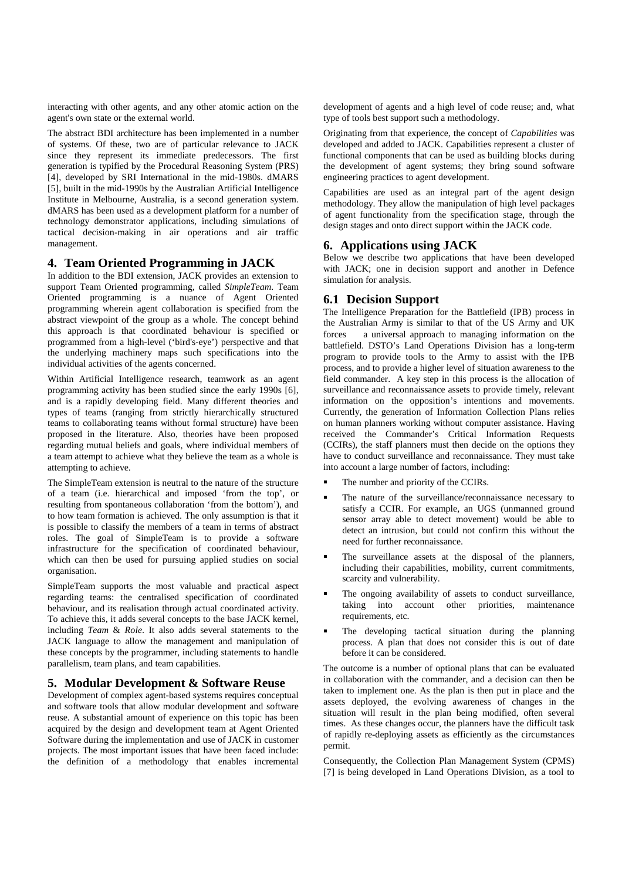interacting with other agents, and any other atomic action on the agent's own state or the external world.

The abstract BDI architecture has been implemented in a number of systems. Of these, two are of particular relevance to JACK since they represent its immediate predecessors. The first generation is typified by the Procedural Reasoning System (PRS) [4], developed by SRI International in the mid-1980s. dMARS [5], built in the mid-1990s by the Australian Artificial Intelligence Institute in Melbourne, Australia, is a second generation system. dMARS has been used as a development platform for a number of technology demonstrator applications, including simulations of tactical decision-making in air operations and air traffic management.

## 4. Team Oriented Programming in JACK

In addition to the BDI extension, JACK provides an extension to support Team Oriented programming, called *SimpleTeam*. Team Oriented programming is a nuance of Agent Oriented programming wherein agent collaboration is specified from the abstract viewpoint of the group as a whole. The concept behind this approach is that coordinated behaviour is specified or programmed from a high-level ('bird's-eye') perspective and that the underlying machinery maps such specifications into the individual activities of the agents concerned.

Within Artificial Intelligence research, teamwork as an agent programming activity has been studied since the early 1990s [6], and is a rapidly developing field. Many different theories and types of teams (ranging from strictly hierarchically structured teams to collaborating teams without formal structure) have been proposed in the literature. Also, theories have been proposed regarding mutual beliefs and goals, where individual members of a team attempt to achieve what they believe the team as a whole is attempting to achieve.

The SimpleTeam extension is neutral to the nature of the structure of a team (i.e. hierarchical and imposed 'from the top', or resulting from spontaneous collaboration 'from the bottom'), and to how team formation is achieved. The only assumption is that it is possible to classify the members of a team in terms of abstract roles. The goal of SimpleTeam is to provide a software infrastructure for the specification of coordinated behaviour, which can then be used for pursuing applied studies on social organisation.

SimpleTeam supports the most valuable and practical aspect regarding teams: the centralised specification of coordinated behaviour, and its realisation through actual coordinated activity. To achieve this, it adds several concepts to the base JACK kernel, including *Team* & *Role*. It also adds several statements to the JACK language to allow the management and manipulation of these concepts by the programmer, including statements to handle parallelism, team plans, and team capabilities.

## 5. Modular Development & Software Reuse

Development of complex agent-based systems requires conceptual and software tools that allow modular development and software reuse. A substantial amount of experience on this topic has been acquired by the design and development team at Agent Oriented Software during the implementation and use of JACK in customer projects. The most important issues that have been faced include: the definition of a methodology that enables incremental development of agents and a high level of code reuse; and, what type of tools best support such a methodology.

Originating from that experience, the concept of *Capabilities* was developed and added to JACK. Capabilities represent a cluster of functional components that can be used as building blocks during the development of agent systems; they bring sound software engineering practices to agent development.

Capabilities are used as an integral part of the agent design methodology. They allow the manipulation of high level packages of agent functionality from the specification stage, through the design stages and onto direct support within the JACK code.

## 6. Applications using JACK

Below we describe two applications that have been developed with JACK; one in decision support and another in Defence simulation for analysis.

### 6.1 Decision Support

The Intelligence Preparation for the Battlefield (IPB) process in the Australian Army is similar to that of the US Army and UK forces a universal approach to managing information on the battlefield. DSTO's Land Operations Division has a long-term program to provide tools to the Army to assist with the IPB process, and to provide a higher level of situation awareness to the field commander. A key step in this process is the allocation of surveillance and reconnaissance assets to provide timely, relevant information on the opposition's intentions and movements. Currently, the generation of Information Collection Plans relies on human planners working without computer assistance. Having received the Commander's Critical Information Requests (CCIRs), the staff planners must then decide on the options they have to conduct surveillance and reconnaissance. They must take into account a large number of factors, including:

- The number and priority of the CCIRs.
- The nature of the surveillance/reconnaissance necessary to satisfy a CCIR. For example, an UGS (unmanned ground sensor array able to detect movement) would be able to detect an intrusion, but could not confirm this without the need for further reconnaissance.
- The surveillance assets at the disposal of the planners, including their capabilities, mobility, current commitments, scarcity and vulnerability.
- The ongoing availability of assets to conduct surveillance, taking into account other priorities, maintenance requirements, etc.
- The developing tactical situation during the planning process. A plan that does not consider this is out of date before it can be considered.

The outcome is a number of optional plans that can be evaluated in collaboration with the commander, and a decision can then be taken to implement one. As the plan is then put in place and the assets deployed, the evolving awareness of changes in the situation will result in the plan being modified, often several times. As these changes occur, the planners have the difficult task of rapidly re-deploying assets as efficiently as the circumstances permit.

Consequently, the Collection Plan Management System (CPMS) [7] is being developed in Land Operations Division, as a tool to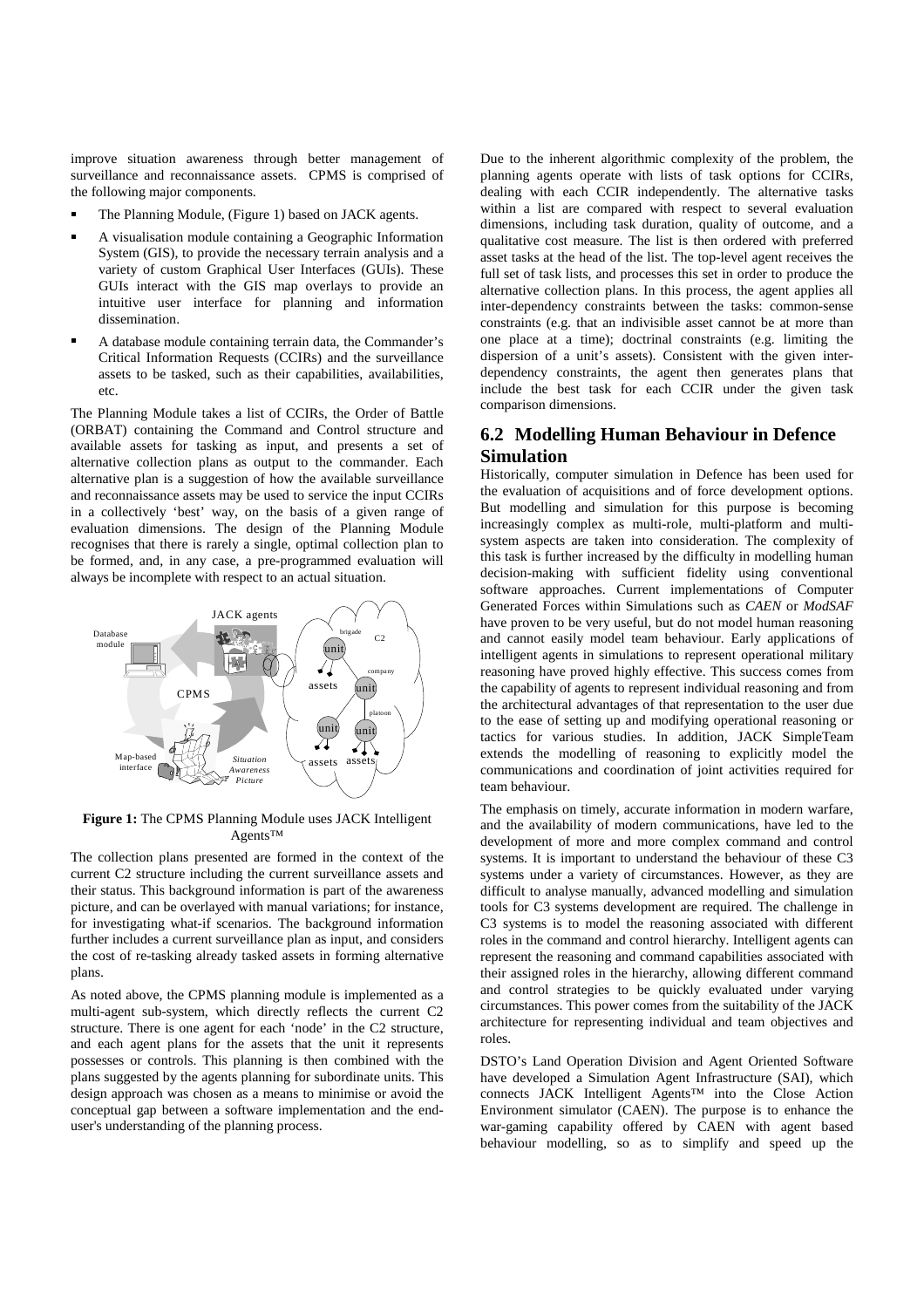improve situation awareness through better management of surveillance and reconnaissance assets. CPMS is comprised of the following major components.

- The Planning Module, (Figure 1) based on JACK agents.
- A visualisation module containing a Geographic Information System (GIS), to provide the necessary terrain analysis and a variety of custom Graphical User Interfaces (GUIs). These GUIs interact with the GIS map overlays to provide an intuitive user interface for planning and information dissemination.
- A database module containing terrain data, the Commander's Critical Information Requests (CCIRs) and the surveillance assets to be tasked, such as their capabilities, availabilities, etc.

The Planning Module takes a list of CCIRs, the Order of Battle (ORBAT) containing the Command and Control structure and available assets for tasking as input, and presents a set of alternative collection plans as output to the commander. Each alternative plan is a suggestion of how the available surveillance and reconnaissance assets may be used to service the input CCIRs in a collectively 'best' way, on the basis of a given range of evaluation dimensions. The design of the Planning Module recognises that there is rarely a single, optimal collection plan to be formed, and, in any case, a pre-programmed evaluation will always be incomplete with respect to an actual situation.

**Figure 1:** The CPMS Planning Module uses JACK Intelligent Agents™

The collection plans presented are formed in the context of the current C2 structure including the current surveillance assets and their status. This background information is part of the awareness picture, and can be overlayed with manual variations; for instance, for investigating what-if scenarios. The background information further includes a current surveillance plan as input, and considers the cost of re-tasking already tasked assets in forming alternative plans.

As noted above, the CPMS planning module is implemented as a multi-agent sub-system, which directly reflects the current C2 structure. There is one agent for each 'node' in the C2 structure, and each agent plans for the assets that the unit it represents possesses or controls. This planning is then combined with the plans suggested by the agents planning for subordinate units. This design approach was chosen as a means to minimise or avoid the conceptual gap between a software implementation and the end-user's understanding of the planning process.

Due to the inherent algorithmic complexity of the problem, the planning agents operate with lists of task options for CCIRs, dealing with each CCIR independently. The alternative tasks within a list are compared with respect to several evaluation dimensions, including task duration, quality of outcome, and a qualitative cost measure. The list is then ordered with preferred asset tasks at the head of the list. The top-level agent receives the full set of task lists, and processes this set in order to produce the alternative collection plans. In this process, the agent applies all inter-dependency constraints between the tasks: common-sense constraints (e.g. that an indivisible asset cannot be at more than one place at a time); doctrinal constraints (e.g. limiting the dispersion of a unit's assets). Consistent with the given inter-dependency constraints, the agent then generates plans that include the best task for each CCIR under the given task comparison dimensions.

## 6.2 Modelling Human Behaviour in Defence Simulation

Historically, computer simulation in Defence has been used for the evaluation of acquisitions and of force development options. But modelling and simulation for this purpose is becoming increasingly complex as multi-role, multi-platform and multi-system aspects are taken into consideration. The complexity of this task is further increased by the difficulty in modelling human decision-making with sufficient fidelity using conventional software approaches. Current implementations of Computer Generated Forces within Simulations such as *CAEN* or *ModSAF* have proven to be very useful, but do not model human reasoning and cannot easily model team behaviour. Early applications of intelligent agents in simulations to represent operational military reasoning have proved highly effective. This success comes from the capability of agents to represent individual reasoning and from the architectural advantages of that representation to the user due to the ease of setting up and modifying operational reasoning or tactics for various studies. In addition, JACK SimpleTeam extends the modelling of reasoning to explicitly model the communications and coordination of joint activities required for team behaviour.

The emphasis on timely, accurate information in modern warfare, and the availability of modern communications, have led to the development of more and more complex command and control systems. It is important to understand the behaviour of these C3 systems under a variety of circumstances. However, as they are difficult to analyse manually, advanced modelling and simulation tools for C3 systems development are required. The challenge in C3 systems is to model the reasoning associated with different roles in the command and control hierarchy. Intelligent agents can represent the reasoning and command capabilities associated with their assigned roles in the hierarchy, allowing different command and control strategies to be quickly evaluated under varying circumstances. This power comes from the suitability of the JACK architecture for representing individual and team objectives and roles.

DSTO's Land Operation Division and Agent Oriented Software have developed a Simulation Agent Infrastructure (SAI), which connects JACK Intelligent Agents™ into the Close Action Environment simulator (CAEN). The purpose is to enhance the war-gaming capability offered by CAEN with agent based behaviour modelling, so as to simplify and speed up the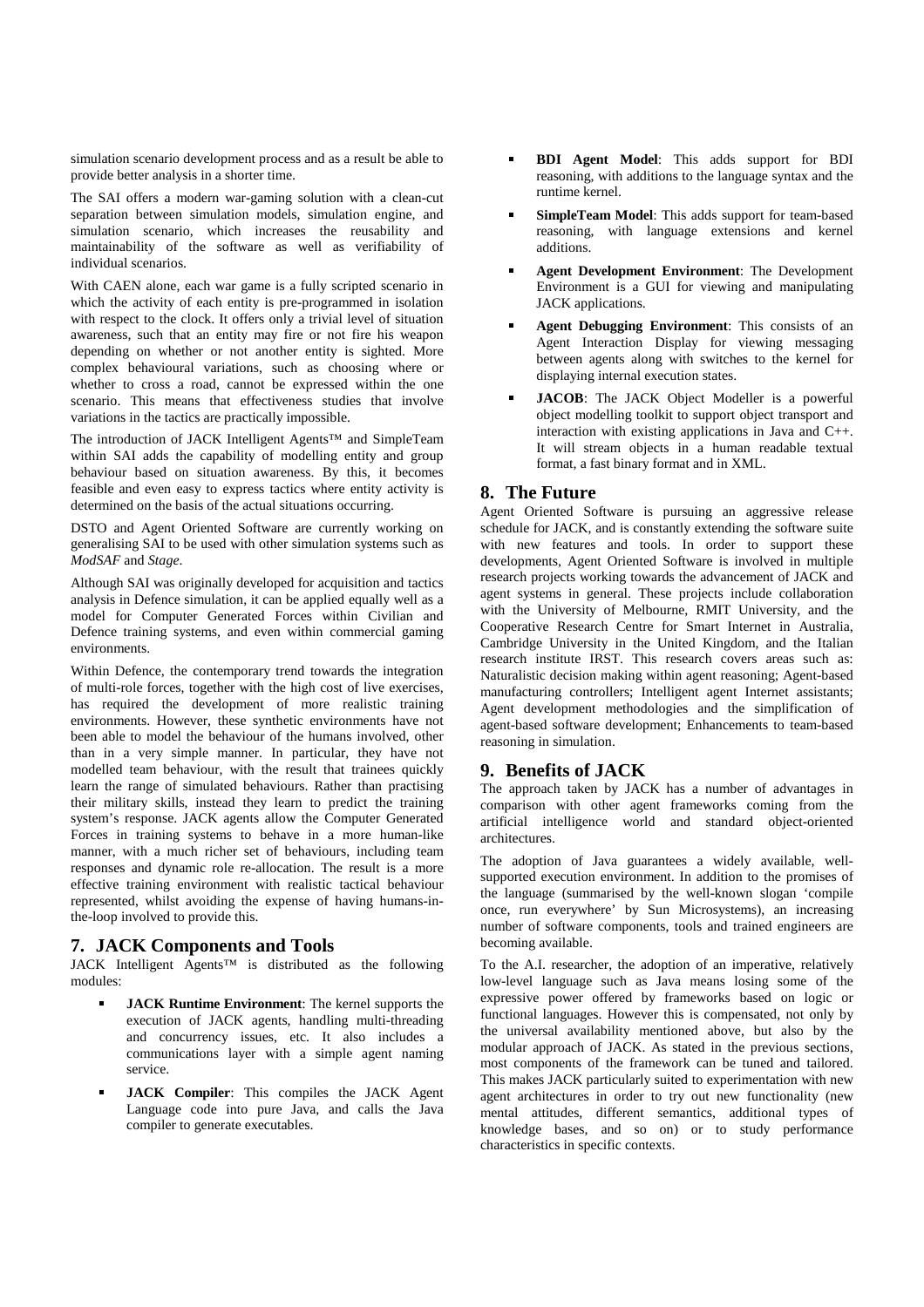simulation scenario development process and as a result be able to provide better analysis in a shorter time.

The SAI offers a modern war-gaming solution with a clean-cut separation between simulation models, simulation engine, and simulation scenario, which increases the reusability and maintainability of the software as well as verifiability of individual scenarios.

With CAEN alone, each war game is a fully scripted scenario in which the activity of each entity is pre-programmed in isolation with respect to the clock. It offers only a trivial level of situation awareness, such that an entity may fire or not fire his weapon depending on whether or not another entity is sighted. More complex behavioural variations, such as choosing where or whether to cross a road, cannot be expressed within the one scenario. This means that effectiveness studies that involve variations in the tactics are practically impossible.

The introduction of JACK Intelligent Agents™ and SimpleTeam within SAI adds the capability of modelling entity and group behaviour based on situation awareness. By this, it becomes feasible and even easy to express tactics where entity activity is determined on the basis of the actual situations occurring.

DSTO and Agent Oriented Software are currently working on generalising SAI to be used with other simulation systems such as *ModSAF* and *Stage*.

Although SAI was originally developed for acquisition and tactics analysis in Defence simulation, it can be applied equally well as a model for Computer Generated Forces within Civilian and Defence training systems, and even within commercial gaming environments.

Within Defence, the contemporary trend towards the integration of multi-role forces, together with the high cost of live exercises, has required the development of more realistic training environments. However, these synthetic environments have not been able to model the behaviour of the humans involved, other than in a very simple manner. In particular, they have not modelled team behaviour, with the result that trainees quickly learn the range of simulated behaviours. Rather than practising their military skills, instead they learn to predict the training system's response. JACK agents allow the Computer Generated Forces in training systems to behave in a more human-like manner, with a much richer set of behaviours, including team responses and dynamic role re-allocation. The result is a more effective training environment with realistic tactical behaviour represented, whilst avoiding the expense of having humans-in-the-loop involved to provide this.

## 7. JACK Components and Tools

JACK Intelligent Agents™ is distributed as the following modules:

- **JACK Runtime Environment**: The kernel supports the execution of JACK agents, handling multi-threading and concurrency issues, etc. It also includes a communications layer with a simple agent naming service.
- **JACK Compiler**: This compiles the JACK Agent Language code into pure Java, and calls the Java compiler to generate executables.
- **BDI Agent Model**: This adds support for BDI reasoning, with additions to the language syntax and the runtime kernel.
- **SimpleTeam Model**: This adds support for team-based reasoning, with language extensions and kernel additions.
- **Agent Development Environment**: The Development Environment is a GUI for viewing and manipulating JACK applications.
- **Agent Debugging Environment**: This consists of an Agent Interaction Display for viewing messaging between agents along with switches to the kernel for displaying internal execution states.
- **JACOB**: The JACK Object Modeller is a powerful object modelling toolkit to support object transport and interaction with existing applications in Java and C++. It will stream objects in a human readable textual format, a fast binary format and in XML.

## 8. The Future

Agent Oriented Software is pursuing an aggressive release schedule for JACK, and is constantly extending the software suite with new features and tools. In order to support these developments, Agent Oriented Software is involved in multiple research projects working towards the advancement of JACK and agent systems in general. These projects include collaboration with the University of Melbourne, RMIT University, and the Cooperative Research Centre for Smart Internet in Australia, Cambridge University in the United Kingdom, and the Italian research institute IRST. This research covers areas such as: Naturalistic decision making within agent reasoning; Agent-based manufacturing controllers; Intelligent agent Internet assistants; Agent development methodologies and the simplification of agent-based software development; Enhancements to team-based reasoning in simulation.

## 9. Benefits of JACK

The approach taken by JACK has a number of advantages in comparison with other agent frameworks coming from the artificial intelligence world and standard object-oriented architectures.

The adoption of Java guarantees a widely available, well-supported execution environment. In addition to the promises of the language (summarised by the well-known slogan 'compile once, run everywhere' by Sun Microsystems), an increasing number of software components, tools and trained engineers are becoming available.

To the A.I. researcher, the adoption of an imperative, relatively low-level language such as Java means losing some of the expressive power offered by frameworks based on logic or functional languages. However this is compensated, not only by the universal availability mentioned above, but also by the modular approach of JACK. As stated in the previous sections, most components of the framework can be tuned and tailored. This makes JACK particularly suited to experimentation with new agent architectures in order to try out new functionality (new mental attitudes, different semantics, additional types of knowledge bases, and so on) or to study performance characteristics in specific contexts.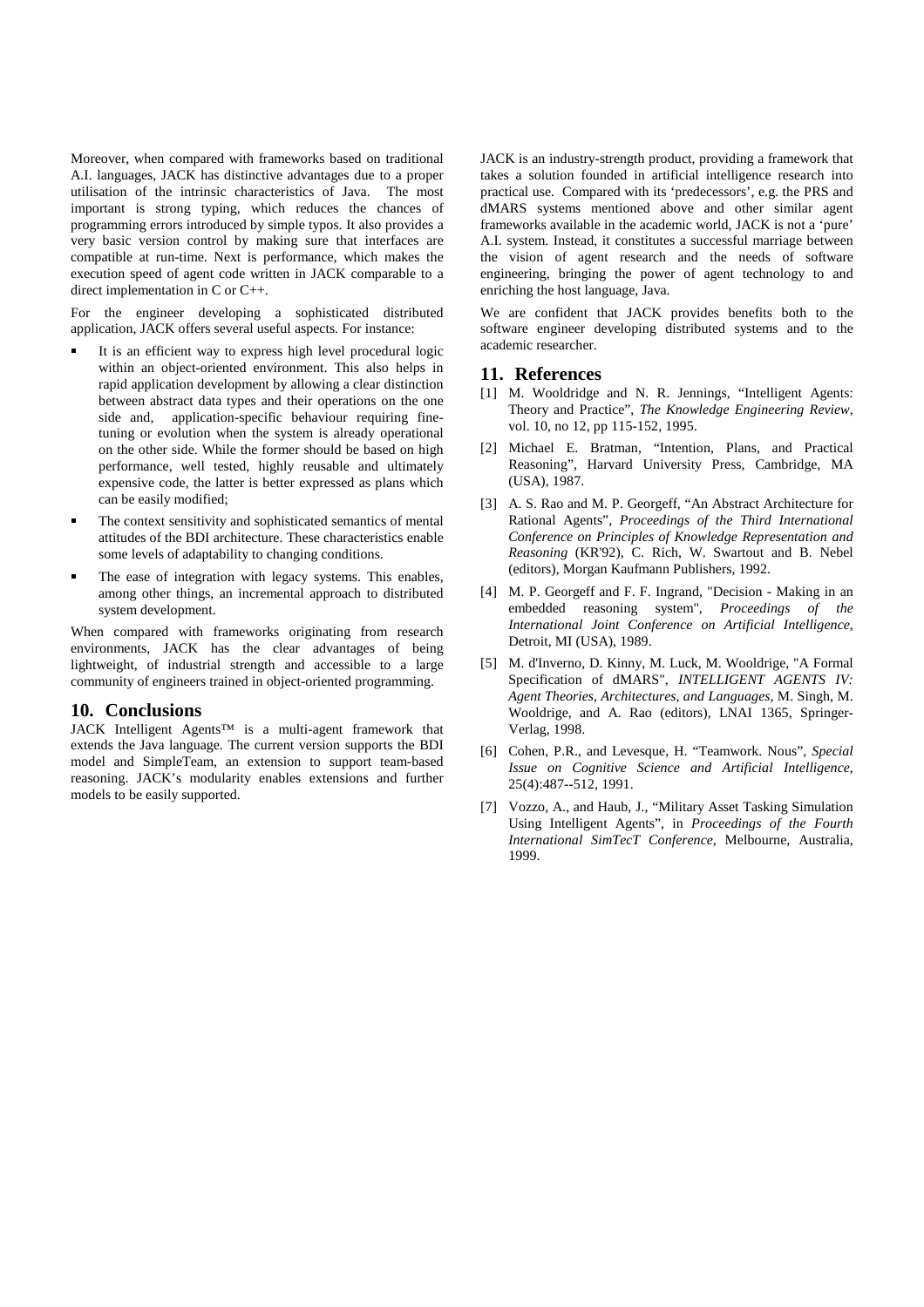Moreover, when compared with frameworks based on traditional A.I. languages, JACK has distinctive advantages due to a proper utilisation of the intrinsic characteristics of Java. The most important is strong typing, which reduces the chances of programming errors introduced by simple typos. It also provides a very basic version control by making sure that interfaces are compatible at run-time. Next is performance, which makes the execution speed of agent code written in JACK comparable to a direct implementation in C or C++.

For the engineer developing a sophisticated distributed application, JACK offers several useful aspects. For instance:

- It is an efficient way to express high level procedural logic within an object-oriented environment. This also helps in rapid application development by allowing a clear distinction between abstract data types and their operations on the one side and, application-specific behaviour requiring fine-tuning or evolution when the system is already operational on the other side. While the former should be based on high performance, well tested, highly reusable and ultimately expensive code, the latter is better expressed as plans which can be easily modified;
- The context sensitivity and sophisticated semantics of mental attitudes of the BDI architecture. These characteristics enable some levels of adaptability to changing conditions.
- The ease of integration with legacy systems. This enables, among other things, an incremental approach to distributed system development.

When compared with frameworks originating from research environments, JACK has the clear advantages of being lightweight, of industrial strength and accessible to a large community of engineers trained in object-oriented programming.

## 10. Conclusions

JACK Intelligent Agents™ is a multi-agent framework that extends the Java language. The current version supports the BDI model and SimpleTeam, an extension to support team-based reasoning. JACK's modularity enables extensions and further models to be easily supported.

JACK is an industry-strength product, providing a framework that takes a solution founded in artificial intelligence research into practical use. Compared with its 'predecessors', e.g. the PRS and dMARS systems mentioned above and other similar agent frameworks available in the academic world, JACK is not a 'pure' A.I. system. Instead, it constitutes a successful marriage between the vision of agent research and the needs of software engineering, bringing the power of agent technology to and enriching the host language, Java.

We are confident that JACK provides benefits both to the software engineer developing distributed systems and to the academic researcher.

## 11. References

[1] M. Wooldridge and N. R. Jennings, "Intelligent Agents: Theory and Practice", *The Knowledge Engineering Review*, vol. 10, no 12, pp 115-152, 1995.

[2] Michael E. Bratman, "Intention, Plans, and Practical Reasoning", Harvard University Press, Cambridge, MA (USA), 1987.

[3] A. S. Rao and M. P. Georgeff, "An Abstract Architecture for Rational Agents", *Proceedings of the Third International Conference on Principles of Knowledge Representation and Reasoning* (KR'92), C. Rich, W. Swartout and B. Nebel (editors), Morgan Kaufmann Publishers, 1992.

[4] M. P. Georgeff and F. F. Ingrand, "Decision - Making in an embedded reasoning system", *Proceedings of the International Joint Conference on Artificial Intelligence*, Detroit, MI (USA), 1989.

[5] M. d'Inverno, D. Kinny, M. Luck, M. Wooldrige, "A Formal Specification of dMARS", *INTELLIGENT AGENTS IV: Agent Theories, Architectures, and Languages*, M. Singh, M. Wooldrige, and A. Rao (editors), LNAI 1365, Springer-Verlag, 1998.

[6] Cohen, P.R., and Levesque, H. "Teamwork. Nous", *Special Issue on Cognitive Science and Artificial Intelligence*, 25(4):487--512, 1991.

[7] Vozzo, A., and Haub, J., "Military Asset Tasking Simulation Using Intelligent Agents", in *Proceedings of the Fourth International SimTecT Conference*, Melbourne, Australia, 1999.